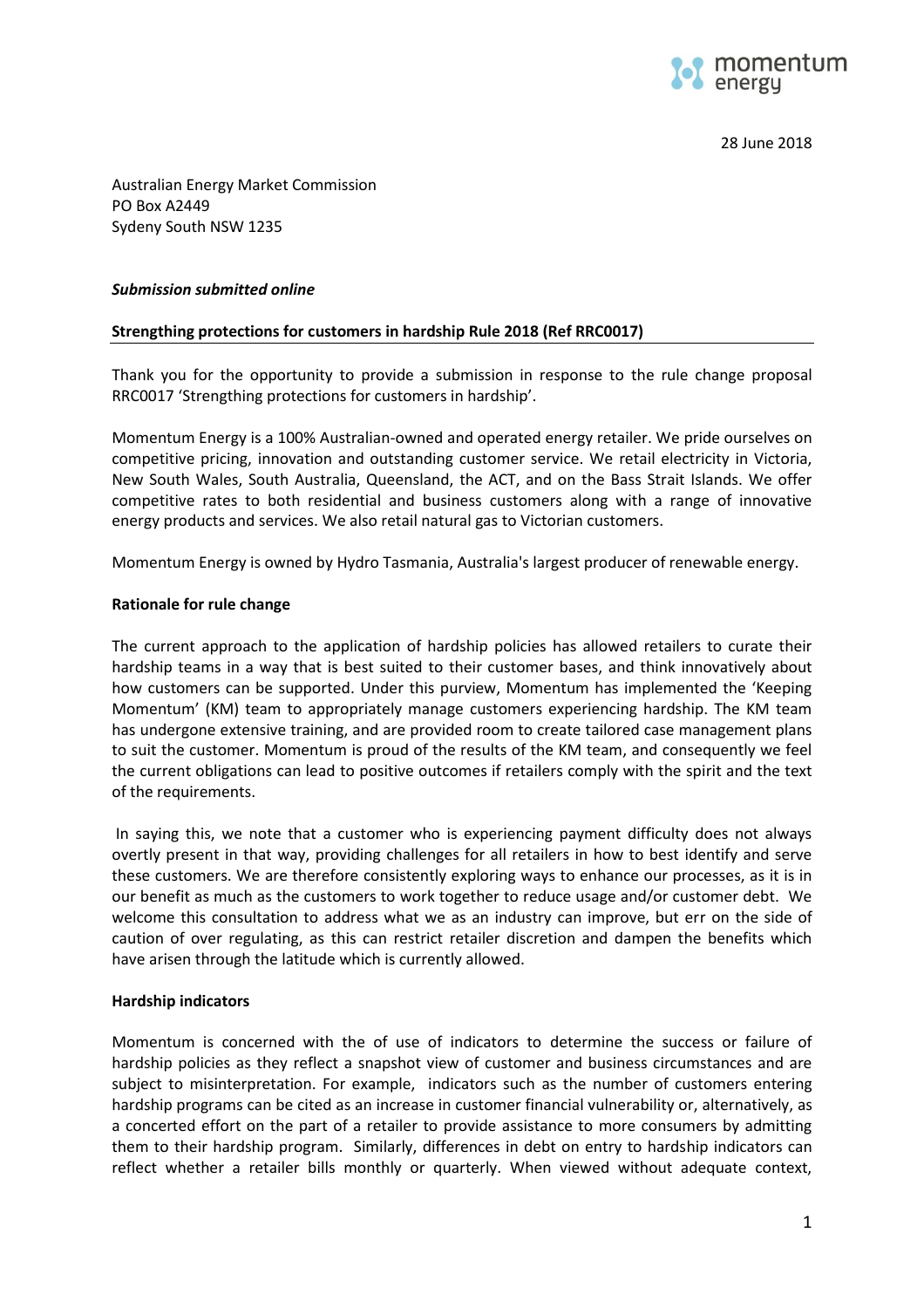28 June 2018

Australian Energy Market Commission
PO Box A2449
Sydeny South NSW 1235

***Submission submitted online***

**Strengthing protections for customers in hardship Rule 2018 (Ref RRC0017)**

Thank you for the opportunity to provide a submission in response to the rule change proposal RRC0017 'Strengthing protections for customers in hardship'.

Momentum Energy is a 100% Australian-owned and operated energy retailer. We pride ourselves on competitive pricing, innovation and outstanding customer service. We retail electricity in Victoria, New South Wales, South Australia, Queensland, the ACT, and on the Bass Strait Islands. We offer competitive rates to both residential and business customers along with a range of innovative energy products and services. We also retail natural gas to Victorian customers.

Momentum Energy is owned by Hydro Tasmania, Australia's largest producer of renewable energy.

**Rationale for rule change**

The current approach to the application of hardship policies has allowed retailers to curate their hardship teams in a way that is best suited to their customer bases, and think innovatively about how customers can be supported. Under this purview, Momentum has implemented the 'Keeping Momentum' (KM) team to appropriately manage customers experiencing hardship. The KM team has undergone extensive training, and are provided room to create tailored case management plans to suit the customer. Momentum is proud of the results of the KM team, and consequently we feel the current obligations can lead to positive outcomes if retailers comply with the spirit and the text of the requirements.

In saying this, we note that a customer who is experiencing payment difficulty does not always overtly present in that way, providing challenges for all retailers in how to best identify and serve these customers. We are therefore consistently exploring ways to enhance our processes, as it is in our benefit as much as the customers to work together to reduce usage and/or customer debt. We welcome this consultation to address what we as an industry can improve, but err on the side of caution of over regulating, as this can restrict retailer discretion and dampen the benefits which have arisen through the latitude which is currently allowed.

**Hardship indicators**

Momentum is concerned with the of use of indicators to determine the success or failure of hardship policies as they reflect a snapshot view of customer and business circumstances and are subject to misinterpretation. For example, indicators such as the number of customers entering hardship programs can be cited as an increase in customer financial vulnerability or, alternatively, as a concerted effort on the part of a retailer to provide assistance to more consumers by admitting them to their hardship program. Similarly, differences in debt on entry to hardship indicators can reflect whether a retailer bills monthly or quarterly. When viewed without adequate context,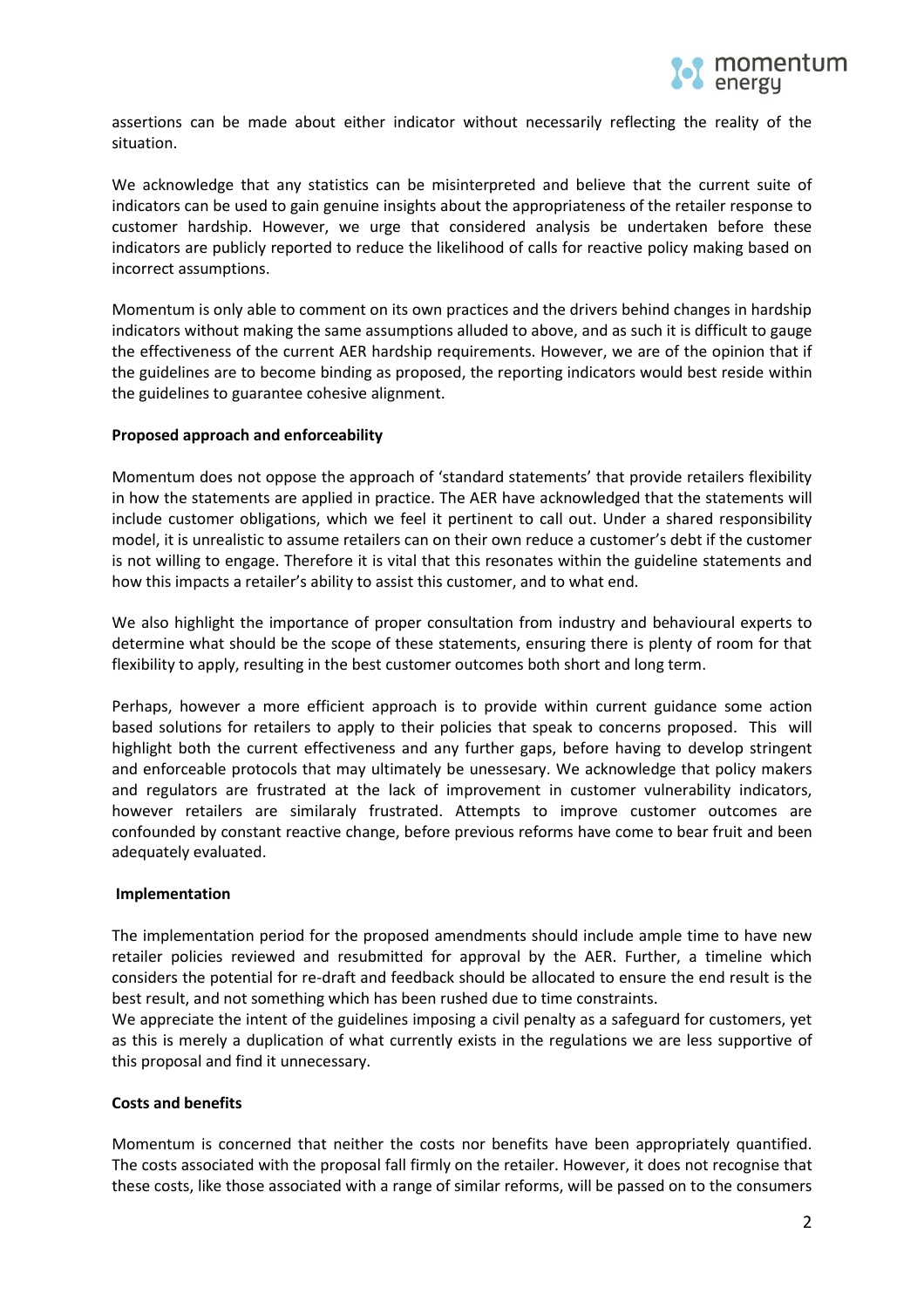assertions can be made about either indicator without necessarily reflecting the reality of the situation.

We acknowledge that any statistics can be misinterpreted and believe that the current suite of indicators can be used to gain genuine insights about the appropriateness of the retailer response to customer hardship. However, we urge that considered analysis be undertaken before these indicators are publicly reported to reduce the likelihood of calls for reactive policy making based on incorrect assumptions.

Momentum is only able to comment on its own practices and the drivers behind changes in hardship indicators without making the same assumptions alluded to above, and as such it is difficult to gauge the effectiveness of the current AER hardship requirements. However, we are of the opinion that if the guidelines are to become binding as proposed, the reporting indicators would best reside within the guidelines to guarantee cohesive alignment.

**Proposed approach and enforceability**

Momentum does not oppose the approach of 'standard statements' that provide retailers flexibility in how the statements are applied in practice. The AER have acknowledged that the statements will include customer obligations, which we feel it pertinent to call out. Under a shared responsibility model, it is unrealistic to assume retailers can on their own reduce a customer's debt if the customer is not willing to engage. Therefore it is vital that this resonates within the guideline statements and how this impacts a retailer's ability to assist this customer, and to what end.

We also highlight the importance of proper consultation from industry and behavioural experts to determine what should be the scope of these statements, ensuring there is plenty of room for that flexibility to apply, resulting in the best customer outcomes both short and long term.

Perhaps, however a more efficient approach is to provide within current guidance some action based solutions for retailers to apply to their policies that speak to concerns proposed. This will highlight both the current effectiveness and any further gaps, before having to develop stringent and enforceable protocols that may ultimately be unessesary. We acknowledge that policy makers and regulators are frustrated at the lack of improvement in customer vulnerability indicators, however retailers are similaraly frustrated. Attempts to improve customer outcomes are confounded by constant reactive change, before previous reforms have come to bear fruit and been adequately evaluated.

**Implementation**

The implementation period for the proposed amendments should include ample time to have new retailer policies reviewed and resubmitted for approval by the AER. Further, a timeline which considers the potential for re-draft and feedback should be allocated to ensure the end result is the best result, and not something which has been rushed due to time constraints.

We appreciate the intent of the guidelines imposing a civil penalty as a safeguard for customers, yet as this is merely a duplication of what currently exists in the regulations we are less supportive of this proposal and find it unnecessary.

**Costs and benefits**

Momentum is concerned that neither the costs nor benefits have been appropriately quantified. The costs associated with the proposal fall firmly on the retailer. However, it does not recognise that these costs, like those associated with a range of similar reforms, will be passed on to the consumers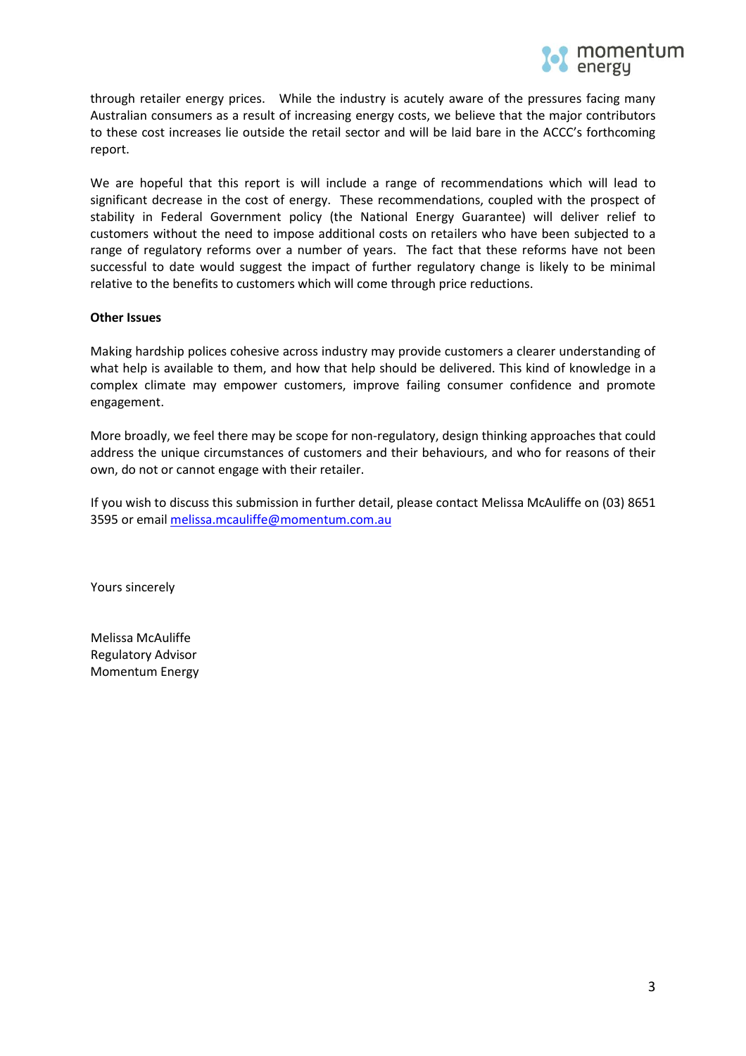through retailer energy prices. While the industry is acutely aware of the pressures facing many Australian consumers as a result of increasing energy costs, we believe that the major contributors to these cost increases lie outside the retail sector and will be laid bare in the ACCC's forthcoming report.

We are hopeful that this report is will include a range of recommendations which will lead to significant decrease in the cost of energy. These recommendations, coupled with the prospect of stability in Federal Government policy (the National Energy Guarantee) will deliver relief to customers without the need to impose additional costs on retailers who have been subjected to a range of regulatory reforms over a number of years. The fact that these reforms have not been successful to date would suggest the impact of further regulatory change is likely to be minimal relative to the benefits to customers which will come through price reductions.

**Other Issues**

Making hardship polices cohesive across industry may provide customers a clearer understanding of what help is available to them, and how that help should be delivered. This kind of knowledge in a complex climate may empower customers, improve failing consumer confidence and promote engagement.

More broadly, we feel there may be scope for non-regulatory, design thinking approaches that could address the unique circumstances of customers and their behaviours, and who for reasons of their own, do not or cannot engage with their retailer.

If you wish to discuss this submission in further detail, please contact Melissa McAuliffe on (03) 8651 3595 or email melissa.mcauliffe@momentum.com.au

Yours sincerely

Melissa McAuliffe
Regulatory Advisor
Momentum Energy